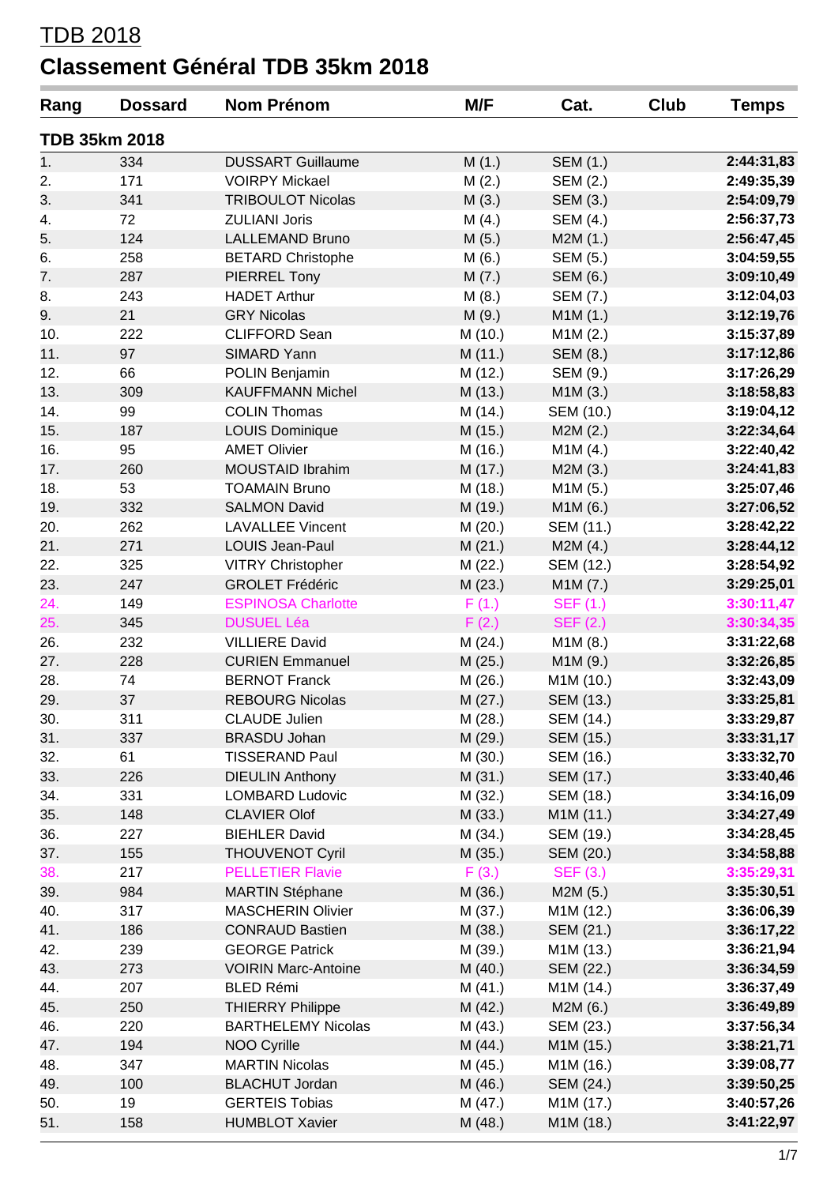TDB 2018

# Classement Général TDB 35km 2018

| Rang | Dossard | Nom Prénom | M/F | Cat. | Club | Temps |
|---|---|---|---|---|---|---|
| **TDB 35km 2018** | | | | | | |
| 1. | 334 | DUSSART Guillaume | M (1.) | SEM (1.) | | **2:44:31,83** |
| 2. | 171 | VOIRPY Mickael | M (2.) | SEM (2.) | | **2:49:35,39** |
| 3. | 341 | TRIBOULOT Nicolas | M (3.) | SEM (3.) | | **2:54:09,79** |
| 4. | 72 | ZULIANI Joris | M (4.) | SEM (4.) | | **2:56:37,73** |
| 5. | 124 | LALLEMAND Bruno | M (5.) | M2M (1.) | | **2:56:47,45** |
| 6. | 258 | BETARD Christophe | M (6.) | SEM (5.) | | **3:04:59,55** |
| 7. | 287 | PIERREL Tony | M (7.) | SEM (6.) | | **3:09:10,49** |
| 8. | 243 | HADET Arthur | M (8.) | SEM (7.) | | **3:12:04,03** |
| 9. | 21 | GRY Nicolas | M (9.) | M1M (1.) | | **3:12:19,76** |
| 10. | 222 | CLIFFORD Sean | M (10.) | M1M (2.) | | **3:15:37,89** |
| 11. | 97 | SIMARD Yann | M (11.) | SEM (8.) | | **3:17:12,86** |
| 12. | 66 | POLIN Benjamin | M (12.) | SEM (9.) | | **3:17:26,29** |
| 13. | 309 | KAUFFMANN Michel | M (13.) | M1M (3.) | | **3:18:58,83** |
| 14. | 99 | COLIN Thomas | M (14.) | SEM (10.) | | **3:19:04,12** |
| 15. | 187 | LOUIS Dominique | M (15.) | M2M (2.) | | **3:22:34,64** |
| 16. | 95 | AMET Olivier | M (16.) | M1M (4.) | | **3:22:40,42** |
| 17. | 260 | MOUSTAID Ibrahim | M (17.) | M2M (3.) | | **3:24:41,83** |
| 18. | 53 | TOAMAIN Bruno | M (18.) | M1M (5.) | | **3:25:07,46** |
| 19. | 332 | SALMON David | M (19.) | M1M (6.) | | **3:27:06,52** |
| 20. | 262 | LAVALLEE Vincent | M (20.) | SEM (11.) | | **3:28:42,22** |
| 21. | 271 | LOUIS Jean-Paul | M (21.) | M2M (4.) | | **3:28:44,12** |
| 22. | 325 | VITRY Christopher | M (22.) | SEM (12.) | | **3:28:54,92** |
| 23. | 247 | GROLET Frédéric | M (23.) | M1M (7.) | | **3:29:25,01** |
| 24. | 149 | ESPINOSA Charlotte | F (1.) | SEF (1.) | | **3:30:11,47** |
| 25. | 345 | DUSUEL Léa | F (2.) | SEF (2.) | | **3:30:34,35** |
| 26. | 232 | VILLIERE David | M (24.) | M1M (8.) | | **3:31:22,68** |
| 27. | 228 | CURIEN Emmanuel | M (25.) | M1M (9.) | | **3:32:26,85** |
| 28. | 74 | BERNOT Franck | M (26.) | M1M (10.) | | **3:32:43,09** |
| 29. | 37 | REBOURG Nicolas | M (27.) | SEM (13.) | | **3:33:25,81** |
| 30. | 311 | CLAUDE Julien | M (28.) | SEM (14.) | | **3:33:29,87** |
| 31. | 337 | BRASDU Johan | M (29.) | SEM (15.) | | **3:33:31,17** |
| 32. | 61 | TISSERAND Paul | M (30.) | SEM (16.) | | **3:33:32,70** |
| 33. | 226 | DIEULIN Anthony | M (31.) | SEM (17.) | | **3:33:40,46** |
| 34. | 331 | LOMBARD Ludovic | M (32.) | SEM (18.) | | **3:34:16,09** |
| 35. | 148 | CLAVIER Olof | M (33.) | M1M (11.) | | **3:34:27,49** |
| 36. | 227 | BIEHLER David | M (34.) | SEM (19.) | | **3:34:28,45** |
| 37. | 155 | THOUVENOT Cyril | M (35.) | SEM (20.) | | **3:34:58,88** |
| 38. | 217 | PELLETIER Flavie | F (3.) | SEF (3.) | | **3:35:29,31** |
| 39. | 984 | MARTIN Stéphane | M (36.) | M2M (5.) | | **3:35:30,51** |
| 40. | 317 | MASCHERIN Olivier | M (37.) | M1M (12.) | | **3:36:06,39** |
| 41. | 186 | CONRAUD Bastien | M (38.) | SEM (21.) | | **3:36:17,22** |
| 42. | 239 | GEORGE Patrick | M (39.) | M1M (13.) | | **3:36:21,94** |
| 43. | 273 | VOIRIN Marc-Antoine | M (40.) | SEM (22.) | | **3:36:34,59** |
| 44. | 207 | BLED Rémi | M (41.) | M1M (14.) | | **3:36:37,49** |
| 45. | 250 | THIERRY Philippe | M (42.) | M2M (6.) | | **3:36:49,89** |
| 46. | 220 | BARTHELEMY Nicolas | M (43.) | SEM (23.) | | **3:37:56,34** |
| 47. | 194 | NOO Cyrille | M (44.) | M1M (15.) | | **3:38:21,71** |
| 48. | 347 | MARTIN Nicolas | M (45.) | M1M (16.) | | **3:39:08,77** |
| 49. | 100 | BLACHUT Jordan | M (46.) | SEM (24.) | | **3:39:50,25** |
| 50. | 19 | GERTEIS Tobias | M (47.) | M1M (17.) | | **3:40:57,26** |
| 51. | 158 | HUMBLOT Xavier | M (48.) | M1M (18.) | | **3:41:22,97** |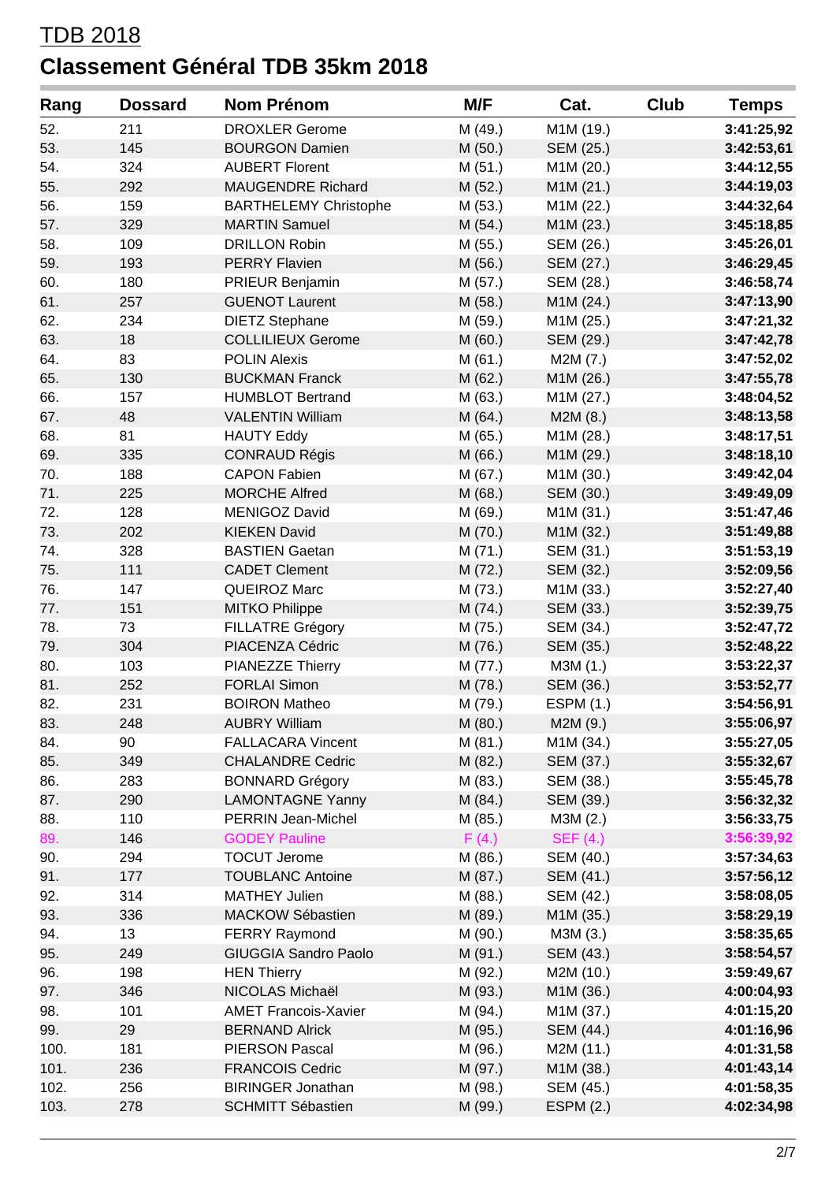# TDB 2018

## Classement Général TDB 35km 2018

| Rang | Dossard | Nom Prénom | M/F | Cat. | Club | Temps |
|---|---|---|---|---|---|---|
| 52. | 211 | DROXLER Gerome | M (49.) | M1M (19.) | | **3:41:25,92** |
| 53. | 145 | BOURGON Damien | M (50.) | SEM (25.) | | **3:42:53,61** |
| 54. | 324 | AUBERT Florent | M (51.) | M1M (20.) | | **3:44:12,55** |
| 55. | 292 | MAUGENDRE Richard | M (52.) | M1M (21.) | | **3:44:19,03** |
| 56. | 159 | BARTHELEMY Christophe | M (53.) | M1M (22.) | | **3:44:32,64** |
| 57. | 329 | MARTIN Samuel | M (54.) | M1M (23.) | | **3:45:18,85** |
| 58. | 109 | DRILLON Robin | M (55.) | SEM (26.) | | **3:45:26,01** |
| 59. | 193 | PERRY Flavien | M (56.) | SEM (27.) | | **3:46:29,45** |
| 60. | 180 | PRIEUR Benjamin | M (57.) | SEM (28.) | | **3:46:58,74** |
| 61. | 257 | GUENOT Laurent | M (58.) | M1M (24.) | | **3:47:13,90** |
| 62. | 234 | DIETZ Stephane | M (59.) | M1M (25.) | | **3:47:21,32** |
| 63. | 18 | COLLILIEUX Gerome | M (60.) | SEM (29.) | | **3:47:42,78** |
| 64. | 83 | POLIN Alexis | M (61.) | M2M (7.) | | **3:47:52,02** |
| 65. | 130 | BUCKMAN Franck | M (62.) | M1M (26.) | | **3:47:55,78** |
| 66. | 157 | HUMBLOT Bertrand | M (63.) | M1M (27.) | | **3:48:04,52** |
| 67. | 48 | VALENTIN William | M (64.) | M2M (8.) | | **3:48:13,58** |
| 68. | 81 | HAUTY Eddy | M (65.) | M1M (28.) | | **3:48:17,51** |
| 69. | 335 | CONRAUD Régis | M (66.) | M1M (29.) | | **3:48:18,10** |
| 70. | 188 | CAPON Fabien | M (67.) | M1M (30.) | | **3:49:42,04** |
| 71. | 225 | MORCHE Alfred | M (68.) | SEM (30.) | | **3:49:49,09** |
| 72. | 128 | MENIGOZ David | M (69.) | M1M (31.) | | **3:51:47,46** |
| 73. | 202 | KIEKEN David | M (70.) | M1M (32.) | | **3:51:49,88** |
| 74. | 328 | BASTIEN Gaetan | M (71.) | SEM (31.) | | **3:51:53,19** |
| 75. | 111 | CADET Clement | M (72.) | SEM (32.) | | **3:52:09,56** |
| 76. | 147 | QUEIROZ Marc | M (73.) | M1M (33.) | | **3:52:27,40** |
| 77. | 151 | MITKO Philippe | M (74.) | SEM (33.) | | **3:52:39,75** |
| 78. | 73 | FILLATRE Grégory | M (75.) | SEM (34.) | | **3:52:47,72** |
| 79. | 304 | PIACENZA Cédric | M (76.) | SEM (35.) | | **3:52:48,22** |
| 80. | 103 | PIANEZZE Thierry | M (77.) | M3M (1.) | | **3:53:22,37** |
| 81. | 252 | FORLAI Simon | M (78.) | SEM (36.) | | **3:53:52,77** |
| 82. | 231 | BOIRON Matheo | M (79.) | ESPM (1.) | | **3:54:56,91** |
| 83. | 248 | AUBRY William | M (80.) | M2M (9.) | | **3:55:06,97** |
| 84. | 90 | FALLACARA Vincent | M (81.) | M1M (34.) | | **3:55:27,05** |
| 85. | 349 | CHALANDRE Cedric | M (82.) | SEM (37.) | | **3:55:32,67** |
| 86. | 283 | BONNARD Grégory | M (83.) | SEM (38.) | | **3:55:45,78** |
| 87. | 290 | LAMONTAGNE Yanny | M (84.) | SEM (39.) | | **3:56:32,32** |
| 88. | 110 | PERRIN Jean-Michel | M (85.) | M3M (2.) | | **3:56:33,75** |
| 89. | 146 | GODEY Pauline | F (4.) | SEF (4.) | | **3:56:39,92** |
| 90. | 294 | TOCUT Jerome | M (86.) | SEM (40.) | | **3:57:34,63** |
| 91. | 177 | TOUBLANC Antoine | M (87.) | SEM (41.) | | **3:57:56,12** |
| 92. | 314 | MATHEY Julien | M (88.) | SEM (42.) | | **3:58:08,05** |
| 93. | 336 | MACKOW Sébastien | M (89.) | M1M (35.) | | **3:58:29,19** |
| 94. | 13 | FERRY Raymond | M (90.) | M3M (3.) | | **3:58:35,65** |
| 95. | 249 | GIUGGIA Sandro Paolo | M (91.) | SEM (43.) | | **3:58:54,57** |
| 96. | 198 | HEN Thierry | M (92.) | M2M (10.) | | **3:59:49,67** |
| 97. | 346 | NICOLAS Michaël | M (93.) | M1M (36.) | | **4:00:04,93** |
| 98. | 101 | AMET Francois-Xavier | M (94.) | M1M (37.) | | **4:01:15,20** |
| 99. | 29 | BERNAND Alrick | M (95.) | SEM (44.) | | **4:01:16,96** |
| 100. | 181 | PIERSON Pascal | M (96.) | M2M (11.) | | **4:01:31,58** |
| 101. | 236 | FRANCOIS Cedric | M (97.) | M1M (38.) | | **4:01:43,14** |
| 102. | 256 | BIRINGER Jonathan | M (98.) | SEM (45.) | | **4:01:58,35** |
| 103. | 278 | SCHMITT Sébastien | M (99.) | ESPM (2.) | | **4:02:34,98** |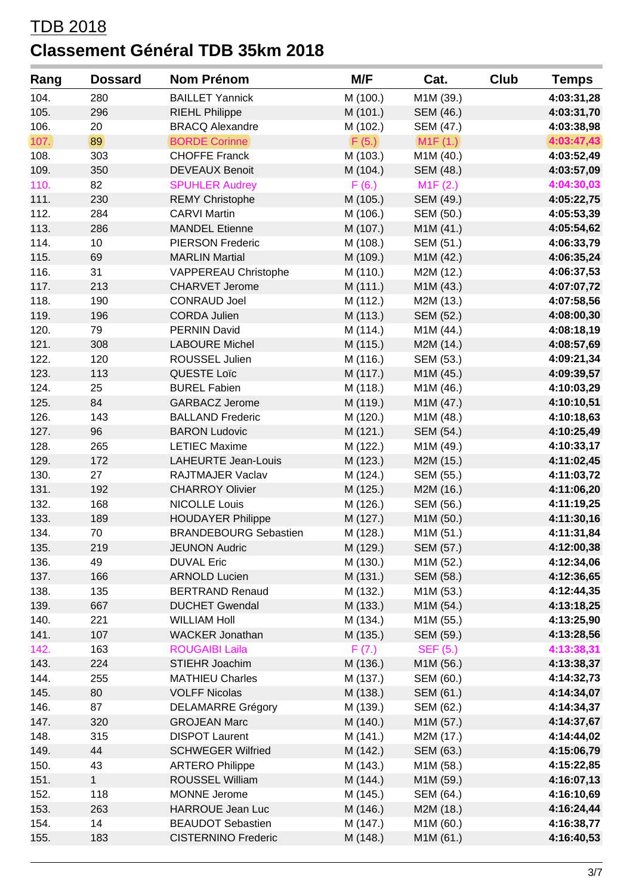TDB 2018

# Classement Général TDB 35km 2018

| Rang | Dossard | Nom Prénom | M/F | Cat. | Club | Temps |
|---|---|---|---|---|---|---|
| 104. | 280 | BAILLET Yannick | M (100.) | M1M (39.) | | 4:03:31,28 |
| 105. | 296 | RIEHL Philippe | M (101.) | SEM (46.) | | 4:03:31,70 |
| 106. | 20 | BRACQ Alexandre | M (102.) | SEM (47.) | | 4:03:38,98 |
| 107. | 89 | BORDE Corinne | F (5.) | M1F (1.) | | 4:03:47,43 |
| 108. | 303 | CHOFFE Franck | M (103.) | M1M (40.) | | 4:03:52,49 |
| 109. | 350 | DEVEAUX Benoit | M (104.) | SEM (48.) | | 4:03:57,09 |
| 110. | 82 | SPUHLER Audrey | F (6.) | M1F (2.) | | 4:04:30,03 |
| 111. | 230 | REMY Christophe | M (105.) | SEM (49.) | | 4:05:22,75 |
| 112. | 284 | CARVI Martin | M (106.) | SEM (50.) | | 4:05:53,39 |
| 113. | 286 | MANDEL Etienne | M (107.) | M1M (41.) | | 4:05:54,62 |
| 114. | 10 | PIERSON Frederic | M (108.) | SEM (51.) | | 4:06:33,79 |
| 115. | 69 | MARLIN Martial | M (109.) | M1M (42.) | | 4:06:35,24 |
| 116. | 31 | VAPPEREAU Christophe | M (110.) | M2M (12.) | | 4:06:37,53 |
| 117. | 213 | CHARVET Jerome | M (111.) | M1M (43.) | | 4:07:07,72 |
| 118. | 190 | CONRAUD Joel | M (112.) | M2M (13.) | | 4:07:58,56 |
| 119. | 196 | CORDA Julien | M (113.) | SEM (52.) | | 4:08:00,30 |
| 120. | 79 | PERNIN David | M (114.) | M1M (44.) | | 4:08:18,19 |
| 121. | 308 | LABOURE Michel | M (115.) | M2M (14.) | | 4:08:57,69 |
| 122. | 120 | ROUSSEL Julien | M (116.) | SEM (53.) | | 4:09:21,34 |
| 123. | 113 | QUESTE Loïc | M (117.) | M1M (45.) | | 4:09:39,57 |
| 124. | 25 | BUREL Fabien | M (118.) | M1M (46.) | | 4:10:03,29 |
| 125. | 84 | GARBACZ Jerome | M (119.) | M1M (47.) | | 4:10:10,51 |
| 126. | 143 | BALLAND Frederic | M (120.) | M1M (48.) | | 4:10:18,63 |
| 127. | 96 | BARON Ludovic | M (121.) | SEM (54.) | | 4:10:25,49 |
| 128. | 265 | LETIEC Maxime | M (122.) | M1M (49.) | | 4:10:33,17 |
| 129. | 172 | LAHEURTE Jean-Louis | M (123.) | M2M (15.) | | 4:11:02,45 |
| 130. | 27 | RAJTMAJER Vaclav | M (124.) | SEM (55.) | | 4:11:03,72 |
| 131. | 192 | CHARROY Olivier | M (125.) | M2M (16.) | | 4:11:06,20 |
| 132. | 168 | NICOLLE Louis | M (126.) | SEM (56.) | | 4:11:19,25 |
| 133. | 189 | HOUDAYER Philippe | M (127.) | M1M (50.) | | 4:11:30,16 |
| 134. | 70 | BRANDEBOURG Sebastien | M (128.) | M1M (51.) | | 4:11:31,84 |
| 135. | 219 | JEUNON Audric | M (129.) | SEM (57.) | | 4:12:00,38 |
| 136. | 49 | DUVAL Eric | M (130.) | M1M (52.) | | 4:12:34,06 |
| 137. | 166 | ARNOLD Lucien | M (131.) | SEM (58.) | | 4:12:36,65 |
| 138. | 135 | BERTRAND Renaud | M (132.) | M1M (53.) | | 4:12:44,35 |
| 139. | 667 | DUCHET Gwendal | M (133.) | M1M (54.) | | 4:13:18,25 |
| 140. | 221 | WILLIAM Holl | M (134.) | M1M (55.) | | 4:13:25,90 |
| 141. | 107 | WACKER Jonathan | M (135.) | SEM (59.) | | 4:13:28,56 |
| 142. | 163 | ROUGAIBI Laila | F (7.) | SEF (5.) | | 4:13:38,31 |
| 143. | 224 | STIEHR Joachim | M (136.) | M1M (56.) | | 4:13:38,37 |
| 144. | 255 | MATHIEU Charles | M (137.) | SEM (60.) | | 4:14:32,73 |
| 145. | 80 | VOLFF Nicolas | M (138.) | SEM (61.) | | 4:14:34,07 |
| 146. | 87 | DELAMARRE Grégory | M (139.) | SEM (62.) | | 4:14:34,37 |
| 147. | 320 | GROJEAN Marc | M (140.) | M1M (57.) | | 4:14:37,67 |
| 148. | 315 | DISPOT Laurent | M (141.) | M2M (17.) | | 4:14:44,02 |
| 149. | 44 | SCHWEGER Wilfried | M (142.) | SEM (63.) | | 4:15:06,79 |
| 150. | 43 | ARTERO Philippe | M (143.) | M1M (58.) | | 4:15:22,85 |
| 151. | 1 | ROUSSEL William | M (144.) | M1M (59.) | | 4:16:07,13 |
| 152. | 118 | MONNE Jerome | M (145.) | SEM (64.) | | 4:16:10,69 |
| 153. | 263 | HARROUE Jean Luc | M (146.) | M2M (18.) | | 4:16:24,44 |
| 154. | 14 | BEAUDOT Sebastien | M (147.) | M1M (60.) | | 4:16:38,77 |
| 155. | 183 | CISTERNINO Frederic | M (148.) | M1M (61.) | | 4:16:40,53 |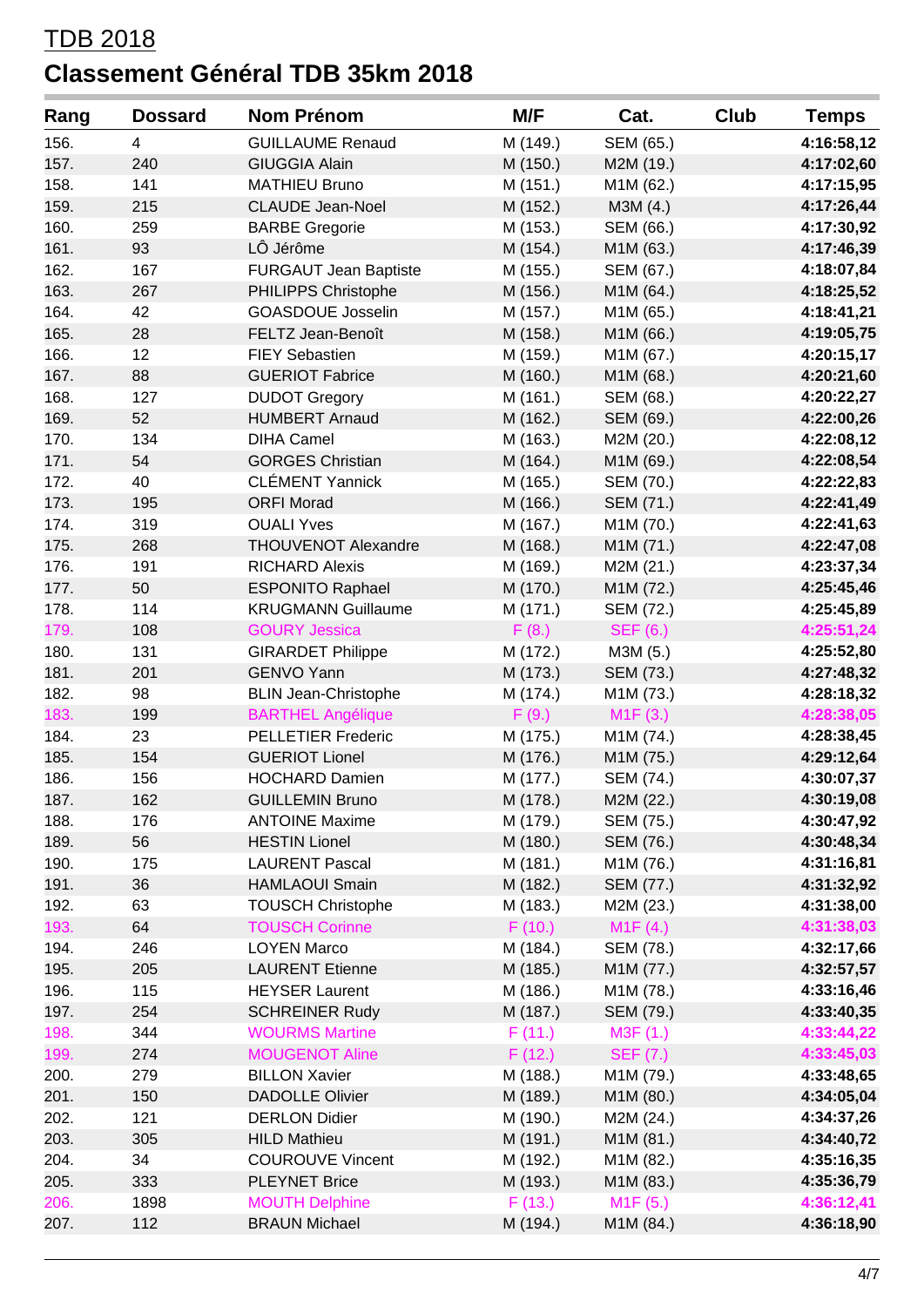# TDB 2018

## Classement Général TDB 35km 2018

| Rang | Dossard | Nom Prénom | M/F | Cat. | Club | Temps |
|---|---|---|---|---|---|---|
| 156. | 4 | GUILLAUME Renaud | M (149.) | SEM (65.) | | **4:16:58,12** |
| 157. | 240 | GIUGGIA Alain | M (150.) | M2M (19.) | | **4:17:02,60** |
| 158. | 141 | MATHIEU Bruno | M (151.) | M1M (62.) | | **4:17:15,95** |
| 159. | 215 | CLAUDE Jean-Noel | M (152.) | M3M (4.) | | **4:17:26,44** |
| 160. | 259 | BARBE Gregorie | M (153.) | SEM (66.) | | **4:17:30,92** |
| 161. | 93 | LÔ Jérôme | M (154.) | M1M (63.) | | **4:17:46,39** |
| 162. | 167 | FURGAUT Jean Baptiste | M (155.) | SEM (67.) | | **4:18:07,84** |
| 163. | 267 | PHILIPPS Christophe | M (156.) | M1M (64.) | | **4:18:25,52** |
| 164. | 42 | GOASDOUE Josselin | M (157.) | M1M (65.) | | **4:18:41,21** |
| 165. | 28 | FELTZ Jean-Benoît | M (158.) | M1M (66.) | | **4:19:05,75** |
| 166. | 12 | FIEY Sebastien | M (159.) | M1M (67.) | | **4:20:15,17** |
| 167. | 88 | GUERIOT Fabrice | M (160.) | M1M (68.) | | **4:20:21,60** |
| 168. | 127 | DUDOT Gregory | M (161.) | SEM (68.) | | **4:20:22,27** |
| 169. | 52 | HUMBERT Arnaud | M (162.) | SEM (69.) | | **4:22:00,26** |
| 170. | 134 | DIHA Camel | M (163.) | M2M (20.) | | **4:22:08,12** |
| 171. | 54 | GORGES Christian | M (164.) | M1M (69.) | | **4:22:08,54** |
| 172. | 40 | CLÉMENT Yannick | M (165.) | SEM (70.) | | **4:22:22,83** |
| 173. | 195 | ORFI Morad | M (166.) | SEM (71.) | | **4:22:41,49** |
| 174. | 319 | OUALI Yves | M (167.) | M1M (70.) | | **4:22:41,63** |
| 175. | 268 | THOUVENOT Alexandre | M (168.) | M1M (71.) | | **4:22:47,08** |
| 176. | 191 | RICHARD Alexis | M (169.) | M2M (21.) | | **4:23:37,34** |
| 177. | 50 | ESPONITO Raphael | M (170.) | M1M (72.) | | **4:25:45,46** |
| 178. | 114 | KRUGMANN Guillaume | M (171.) | SEM (72.) | | **4:25:45,89** |
| 179. | 108 | GOURY Jessica | F (8.) | SEF (6.) | | **4:25:51,24** |
| 180. | 131 | GIRARDET Philippe | M (172.) | M3M (5.) | | **4:25:52,80** |
| 181. | 201 | GENVO Yann | M (173.) | SEM (73.) | | **4:27:48,32** |
| 182. | 98 | BLIN Jean-Christophe | M (174.) | M1M (73.) | | **4:28:18,32** |
| 183. | 199 | BARTHEL Angélique | F (9.) | M1F (3.) | | **4:28:38,05** |
| 184. | 23 | PELLETIER Frederic | M (175.) | M1M (74.) | | **4:28:38,45** |
| 185. | 154 | GUERIOT Lionel | M (176.) | M1M (75.) | | **4:29:12,64** |
| 186. | 156 | HOCHARD Damien | M (177.) | SEM (74.) | | **4:30:07,37** |
| 187. | 162 | GUILLEMIN Bruno | M (178.) | M2M (22.) | | **4:30:19,08** |
| 188. | 176 | ANTOINE Maxime | M (179.) | SEM (75.) | | **4:30:47,92** |
| 189. | 56 | HESTIN Lionel | M (180.) | SEM (76.) | | **4:30:48,34** |
| 190. | 175 | LAURENT Pascal | M (181.) | M1M (76.) | | **4:31:16,81** |
| 191. | 36 | HAMLAOUI Smain | M (182.) | SEM (77.) | | **4:31:32,92** |
| 192. | 63 | TOUSCH Christophe | M (183.) | M2M (23.) | | **4:31:38,00** |
| 193. | 64 | TOUSCH Corinne | F (10.) | M1F (4.) | | **4:31:38,03** |
| 194. | 246 | LOYEN Marco | M (184.) | SEM (78.) | | **4:32:17,66** |
| 195. | 205 | LAURENT Etienne | M (185.) | M1M (77.) | | **4:32:57,57** |
| 196. | 115 | HEYSER Laurent | M (186.) | M1M (78.) | | **4:33:16,46** |
| 197. | 254 | SCHREINER Rudy | M (187.) | SEM (79.) | | **4:33:40,35** |
| 198. | 344 | WOURMS Martine | F (11.) | M3F (1.) | | **4:33:44,22** |
| 199. | 274 | MOUGENOT Aline | F (12.) | SEF (7.) | | **4:33:45,03** |
| 200. | 279 | BILLON Xavier | M (188.) | M1M (79.) | | **4:33:48,65** |
| 201. | 150 | DADOLLE Olivier | M (189.) | M1M (80.) | | **4:34:05,04** |
| 202. | 121 | DERLON Didier | M (190.) | M2M (24.) | | **4:34:37,26** |
| 203. | 305 | HILD Mathieu | M (191.) | M1M (81.) | | **4:34:40,72** |
| 204. | 34 | COUROUVE Vincent | M (192.) | M1M (82.) | | **4:35:16,35** |
| 205. | 333 | PLEYNET Brice | M (193.) | M1M (83.) | | **4:35:36,79** |
| 206. | 1898 | MOUTH Delphine | F (13.) | M1F (5.) | | **4:36:12,41** |
| 207. | 112 | BRAUN Michael | M (194.) | M1M (84.) | | **4:36:18,90** |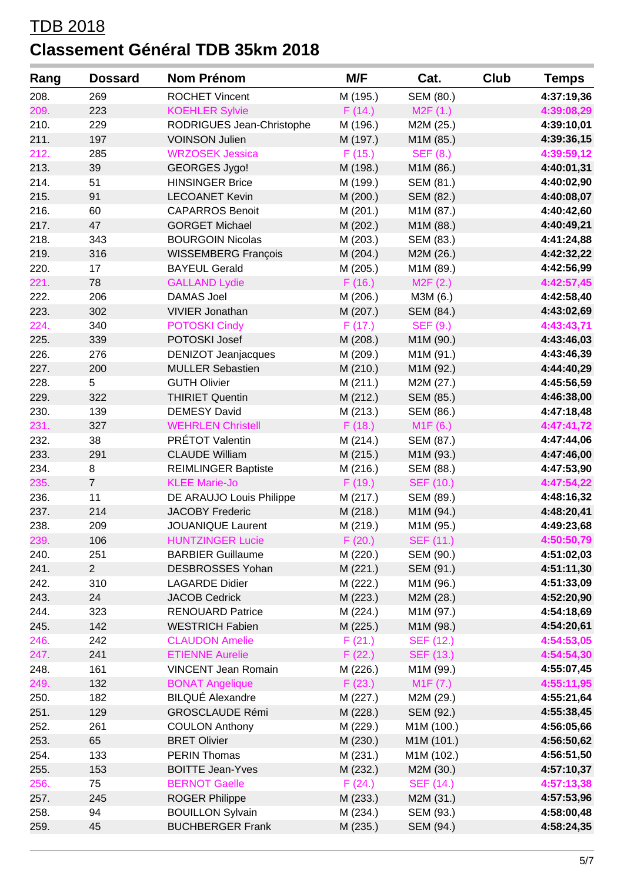TDB 2018

# Classement Général TDB 35km 2018

| Rang | Dossard | Nom Prénom | M/F | Cat. | Club | Temps |
|---|---|---|---|---|---|---|
| 208. | 269 | ROCHET Vincent | M (195.) | SEM (80.) | | **4:37:19,36** |
| 209. | 223 | KOEHLER Sylvie | F (14.) | M2F (1.) | | **4:39:08,29** |
| 210. | 229 | RODRIGUES Jean-Christophe | M (196.) | M2M (25.) | | **4:39:10,01** |
| 211. | 197 | VOINSON Julien | M (197.) | M1M (85.) | | **4:39:36,15** |
| 212. | 285 | WRZOSEK Jessica | F (15.) | SEF (8.) | | **4:39:59,12** |
| 213. | 39 | GEORGES Jygo! | M (198.) | M1M (86.) | | **4:40:01,31** |
| 214. | 51 | HINSINGER Brice | M (199.) | SEM (81.) | | **4:40:02,90** |
| 215. | 91 | LECOANET Kevin | M (200.) | SEM (82.) | | **4:40:08,07** |
| 216. | 60 | CAPARROS Benoit | M (201.) | M1M (87.) | | **4:40:42,60** |
| 217. | 47 | GORGET Michael | M (202.) | M1M (88.) | | **4:40:49,21** |
| 218. | 343 | BOURGOIN Nicolas | M (203.) | SEM (83.) | | **4:41:24,88** |
| 219. | 316 | WISSEMBERG François | M (204.) | M2M (26.) | | **4:42:32,22** |
| 220. | 17 | BAYEUL Gerald | M (205.) | M1M (89.) | | **4:42:56,99** |
| 221. | 78 | GALLAND Lydie | F (16.) | M2F (2.) | | **4:42:57,45** |
| 222. | 206 | DAMAS Joel | M (206.) | M3M (6.) | | **4:42:58,40** |
| 223. | 302 | VIVIER Jonathan | M (207.) | SEM (84.) | | **4:43:02,69** |
| 224. | 340 | POTOSKI Cindy | F (17.) | SEF (9.) | | **4:43:43,71** |
| 225. | 339 | POTOSKI Josef | M (208.) | M1M (90.) | | **4:43:46,03** |
| 226. | 276 | DENIZOT Jeanjacques | M (209.) | M1M (91.) | | **4:43:46,39** |
| 227. | 200 | MULLER Sebastien | M (210.) | M1M (92.) | | **4:44:40,29** |
| 228. | 5 | GUTH Olivier | M (211.) | M2M (27.) | | **4:45:56,59** |
| 229. | 322 | THIRIET Quentin | M (212.) | SEM (85.) | | **4:46:38,00** |
| 230. | 139 | DEMESY David | M (213.) | SEM (86.) | | **4:47:18,48** |
| 231. | 327 | WEHRLEN Christell | F (18.) | M1F (6.) | | **4:47:41,72** |
| 232. | 38 | PRÉTOT Valentin | M (214.) | SEM (87.) | | **4:47:44,06** |
| 233. | 291 | CLAUDE William | M (215.) | M1M (93.) | | **4:47:46,00** |
| 234. | 8 | REIMLINGER Baptiste | M (216.) | SEM (88.) | | **4:47:53,90** |
| 235. | 7 | KLEE Marie-Jo | F (19.) | SEF (10.) | | **4:47:54,22** |
| 236. | 11 | DE ARAUJO Louis Philippe | M (217.) | SEM (89.) | | **4:48:16,32** |
| 237. | 214 | JACOBY Frederic | M (218.) | M1M (94.) | | **4:48:20,41** |
| 238. | 209 | JOUANIQUE Laurent | M (219.) | M1M (95.) | | **4:49:23,68** |
| 239. | 106 | HUNTZINGER Lucie | F (20.) | SEF (11.) | | **4:50:50,79** |
| 240. | 251 | BARBIER Guillaume | M (220.) | SEM (90.) | | **4:51:02,03** |
| 241. | 2 | DESBROSSES Yohan | M (221.) | SEM (91.) | | **4:51:11,30** |
| 242. | 310 | LAGARDE Didier | M (222.) | M1M (96.) | | **4:51:33,09** |
| 243. | 24 | JACOB Cedrick | M (223.) | M2M (28.) | | **4:52:20,90** |
| 244. | 323 | RENOUARD Patrice | M (224.) | M1M (97.) | | **4:54:18,69** |
| 245. | 142 | WESTRICH Fabien | M (225.) | M1M (98.) | | **4:54:20,61** |
| 246. | 242 | CLAUDON Amelie | F (21.) | SEF (12.) | | **4:54:53,05** |
| 247. | 241 | ETIENNE Aurelie | F (22.) | SEF (13.) | | **4:54:54,30** |
| 248. | 161 | VINCENT Jean Romain | M (226.) | M1M (99.) | | **4:55:07,45** |
| 249. | 132 | BONAT Angelique | F (23.) | M1F (7.) | | **4:55:11,95** |
| 250. | 182 | BILQUÉ Alexandre | M (227.) | M2M (29.) | | **4:55:21,64** |
| 251. | 129 | GROSCLAUDE Rémi | M (228.) | SEM (92.) | | **4:55:38,45** |
| 252. | 261 | COULON Anthony | M (229.) | M1M (100.) | | **4:56:05,66** |
| 253. | 65 | BRET Olivier | M (230.) | M1M (101.) | | **4:56:50,62** |
| 254. | 133 | PERIN Thomas | M (231.) | M1M (102.) | | **4:56:51,50** |
| 255. | 153 | BOITTE Jean-Yves | M (232.) | M2M (30.) | | **4:57:10,37** |
| 256. | 75 | BERNOT Gaelle | F (24.) | SEF (14.) | | **4:57:13,38** |
| 257. | 245 | ROGER Philippe | M (233.) | M2M (31.) | | **4:57:53,96** |
| 258. | 94 | BOUILLON Sylvain | M (234.) | SEM (93.) | | **4:58:00,48** |
| 259. | 45 | BUCHBERGER Frank | M (235.) | SEM (94.) | | **4:58:24,35** |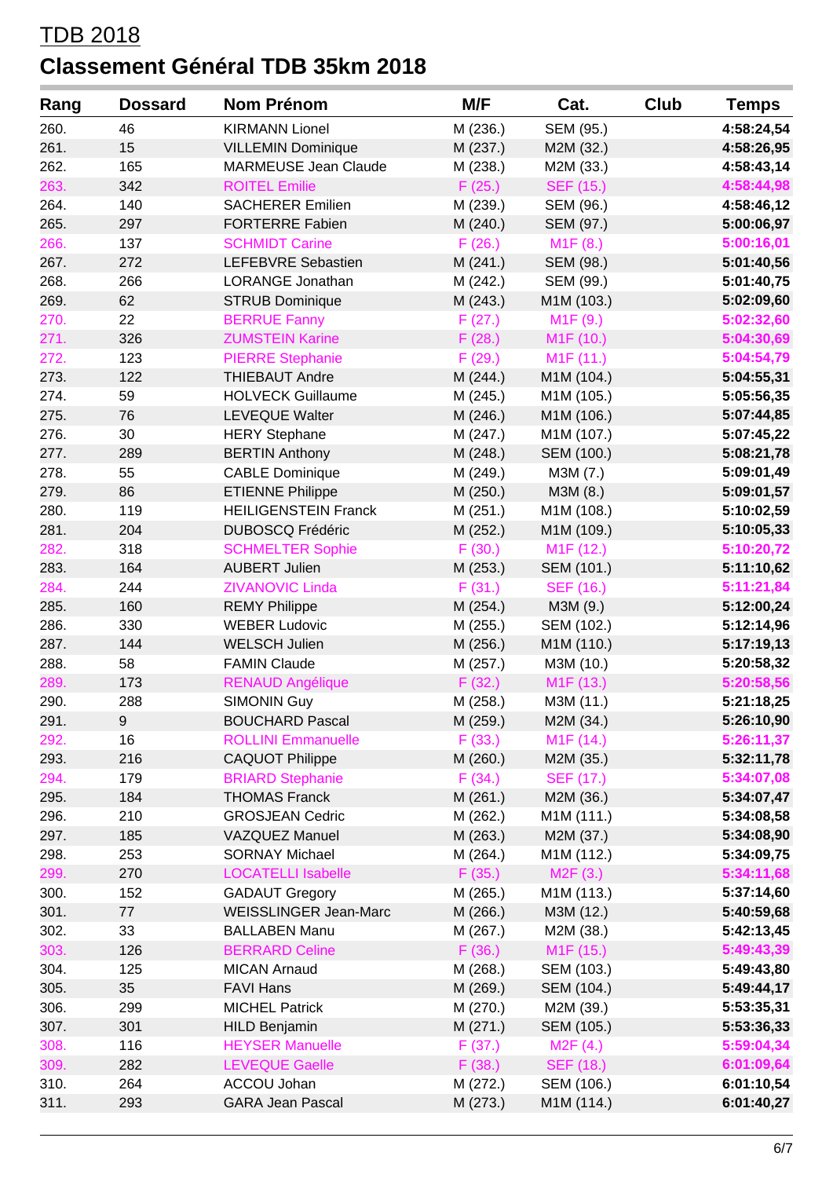TDB 2018

# Classement Général TDB 35km 2018

| Rang | Dossard | Nom Prénom | M/F | Cat. | Club | Temps |
|---|---|---|---|---|---|---|
| 260. | 46 | KIRMANN Lionel | M (236.) | SEM (95.) | | 4:58:24,54 |
| 261. | 15 | VILLEMIN Dominique | M (237.) | M2M (32.) | | 4:58:26,95 |
| 262. | 165 | MARMEUSE Jean Claude | M (238.) | M2M (33.) | | 4:58:43,14 |
| 263. | 342 | ROITEL Emilie | F (25.) | SEF (15.) | | 4:58:44,98 |
| 264. | 140 | SACHERER Emilien | M (239.) | SEM (96.) | | 4:58:46,12 |
| 265. | 297 | FORTERRE Fabien | M (240.) | SEM (97.) | | 5:00:06,97 |
| 266. | 137 | SCHMIDT Carine | F (26.) | M1F (8.) | | 5:00:16,01 |
| 267. | 272 | LEFEBVRE Sebastien | M (241.) | SEM (98.) | | 5:01:40,56 |
| 268. | 266 | LORANGE Jonathan | M (242.) | SEM (99.) | | 5:01:40,75 |
| 269. | 62 | STRUB Dominique | M (243.) | M1M (103.) | | 5:02:09,60 |
| 270. | 22 | BERRUE Fanny | F (27.) | M1F (9.) | | 5:02:32,60 |
| 271. | 326 | ZUMSTEIN Karine | F (28.) | M1F (10.) | | 5:04:30,69 |
| 272. | 123 | PIERRE Stephanie | F (29.) | M1F (11.) | | 5:04:54,79 |
| 273. | 122 | THIEBAUT Andre | M (244.) | M1M (104.) | | 5:04:55,31 |
| 274. | 59 | HOLVECK Guillaume | M (245.) | M1M (105.) | | 5:05:56,35 |
| 275. | 76 | LEVEQUE Walter | M (246.) | M1M (106.) | | 5:07:44,85 |
| 276. | 30 | HERY Stephane | M (247.) | M1M (107.) | | 5:07:45,22 |
| 277. | 289 | BERTIN Anthony | M (248.) | SEM (100.) | | 5:08:21,78 |
| 278. | 55 | CABLE Dominique | M (249.) | M3M (7.) | | 5:09:01,49 |
| 279. | 86 | ETIENNE Philippe | M (250.) | M3M (8.) | | 5:09:01,57 |
| 280. | 119 | HEILIGENSTEIN Franck | M (251.) | M1M (108.) | | 5:10:02,59 |
| 281. | 204 | DUBOSCQ Frédéric | M (252.) | M1M (109.) | | 5:10:05,33 |
| 282. | 318 | SCHMELTER Sophie | F (30.) | M1F (12.) | | 5:10:20,72 |
| 283. | 164 | AUBERT Julien | M (253.) | SEM (101.) | | 5:11:10,62 |
| 284. | 244 | ZIVANOVIC Linda | F (31.) | SEF (16.) | | 5:11:21,84 |
| 285. | 160 | REMY Philippe | M (254.) | M3M (9.) | | 5:12:00,24 |
| 286. | 330 | WEBER Ludovic | M (255.) | SEM (102.) | | 5:12:14,96 |
| 287. | 144 | WELSCH Julien | M (256.) | M1M (110.) | | 5:17:19,13 |
| 288. | 58 | FAMIN Claude | M (257.) | M3M (10.) | | 5:20:58,32 |
| 289. | 173 | RENAUD Angélique | F (32.) | M1F (13.) | | 5:20:58,56 |
| 290. | 288 | SIMONIN Guy | M (258.) | M3M (11.) | | 5:21:18,25 |
| 291. | 9 | BOUCHARD Pascal | M (259.) | M2M (34.) | | 5:26:10,90 |
| 292. | 16 | ROLLINI Emmanuelle | F (33.) | M1F (14.) | | 5:26:11,37 |
| 293. | 216 | CAQUOT Philippe | M (260.) | M2M (35.) | | 5:32:11,78 |
| 294. | 179 | BRIARD Stephanie | F (34.) | SEF (17.) | | 5:34:07,08 |
| 295. | 184 | THOMAS Franck | M (261.) | M2M (36.) | | 5:34:07,47 |
| 296. | 210 | GROSJEAN Cedric | M (262.) | M1M (111.) | | 5:34:08,58 |
| 297. | 185 | VAZQUEZ Manuel | M (263.) | M2M (37.) | | 5:34:08,90 |
| 298. | 253 | SORNAY Michael | M (264.) | M1M (112.) | | 5:34:09,75 |
| 299. | 270 | LOCATELLI Isabelle | F (35.) | M2F (3.) | | 5:34:11,68 |
| 300. | 152 | GADAUT Gregory | M (265.) | M1M (113.) | | 5:37:14,60 |
| 301. | 77 | WEISSLINGER Jean-Marc | M (266.) | M3M (12.) | | 5:40:59,68 |
| 302. | 33 | BALLABEN Manu | M (267.) | M2M (38.) | | 5:42:13,45 |
| 303. | 126 | BERRARD Celine | F (36.) | M1F (15.) | | 5:49:43,39 |
| 304. | 125 | MICAN Arnaud | M (268.) | SEM (103.) | | 5:49:43,80 |
| 305. | 35 | FAVI Hans | M (269.) | SEM (104.) | | 5:49:44,17 |
| 306. | 299 | MICHEL Patrick | M (270.) | M2M (39.) | | 5:53:35,31 |
| 307. | 301 | HILD Benjamin | M (271.) | SEM (105.) | | 5:53:36,33 |
| 308. | 116 | HEYSER Manuelle | F (37.) | M2F (4.) | | 5:59:04,34 |
| 309. | 282 | LEVEQUE Gaelle | F (38.) | SEF (18.) | | 6:01:09,64 |
| 310. | 264 | ACCOU Johan | M (272.) | SEM (106.) | | 6:01:10,54 |
| 311. | 293 | GARA Jean Pascal | M (273.) | M1M (114.) | | 6:01:40,27 |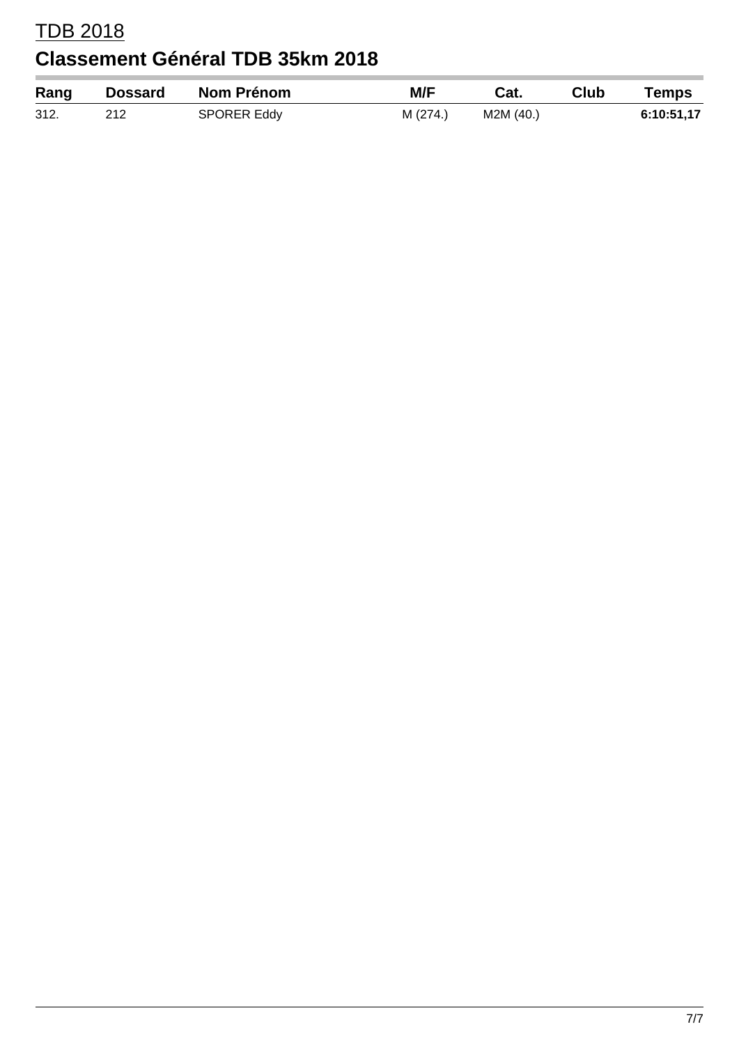TDB 2018

# Classement Général TDB 35km 2018

| Rang | Dossard | Nom Prénom | M/F | Cat. | Club | Temps |
|---|---|---|---|---|---|---|
| 312. | 212 | SPORER Eddy | M (274.) | M2M (40.) | | **6:10:51,17** |